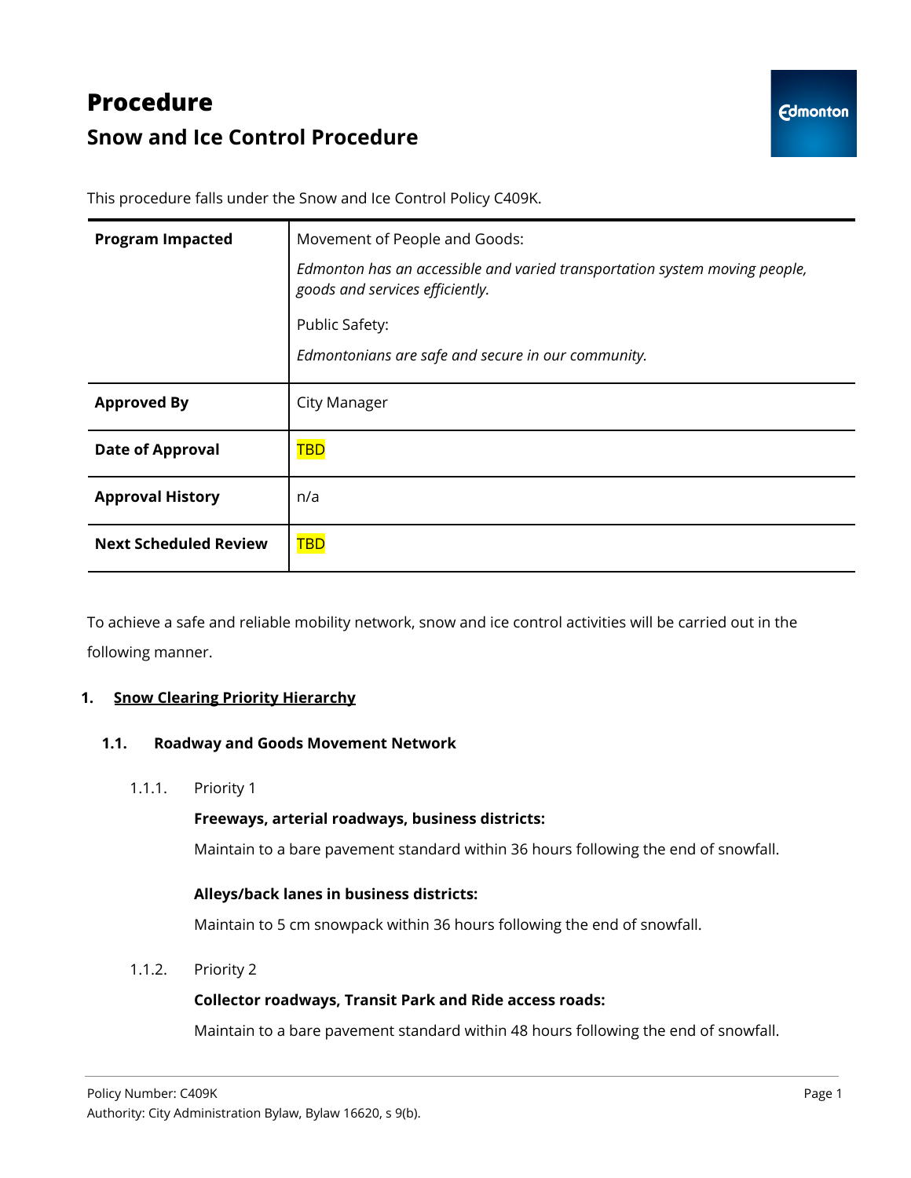# Procedure

## Snow and Ice Control Procedure

This procedure falls under the Snow and Ice Control Policy C409K.

| **Program Impacted** | Movement of People and Goods:<br>*Edmonton has an accessible and varied transportation system moving people, goods and services efficiently.*<br>Public Safety:<br>*Edmontonians are safe and secure in our community.* |
|---|---|
| **Approved By** | City Manager |
| **Date of Approval** | TBD |
| **Approval History** | n/a |
| **Next Scheduled Review** | TBD |

To achieve a safe and reliable mobility network, snow and ice control activities will be carried out in the following manner.

**1. Snow Clearing Priority Hierarchy**

**1.1. Roadway and Goods Movement Network**

1.1.1. Priority 1

**Freeways, arterial roadways, business districts:**

Maintain to a bare pavement standard within 36 hours following the end of snowfall.

**Alleys/back lanes in business districts:**

Maintain to 5 cm snowpack within 36 hours following the end of snowfall.

1.1.2. Priority 2

**Collector roadways, Transit Park and Ride access roads:**

Maintain to a bare pavement standard within 48 hours following the end of snowfall.

Policy Number: C409K

Authority: City Administration Bylaw, Bylaw 16620, s 9(b).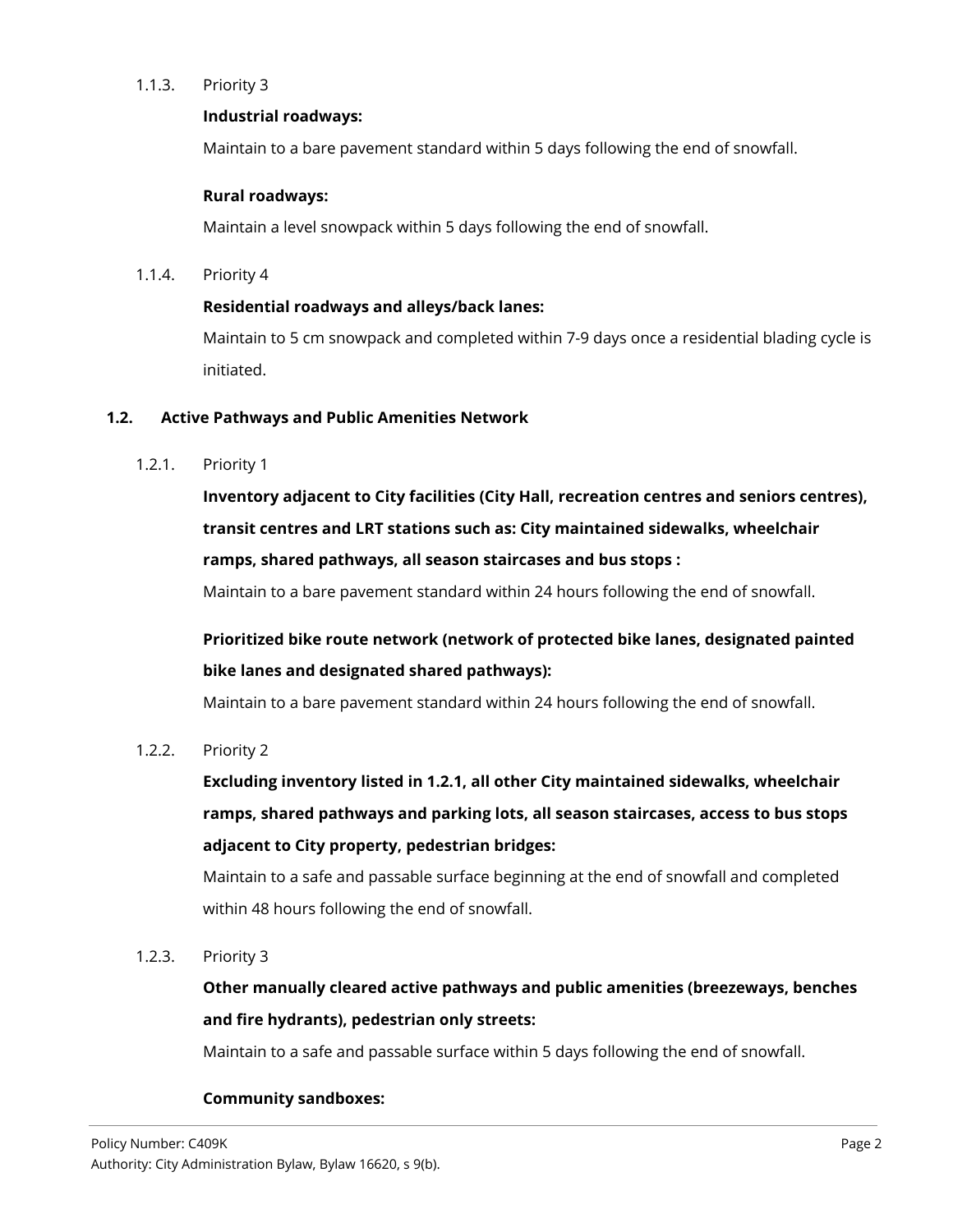1.1.3. Priority 3

**Industrial roadways:**

Maintain to a bare pavement standard within 5 days following the end of snowfall.

**Rural roadways:**

Maintain a level snowpack within 5 days following the end of snowfall.

1.1.4. Priority 4

**Residential roadways and alleys/back lanes:**

Maintain to 5 cm snowpack and completed within 7-9 days once a residential blading cycle is initiated.

## 1.2. Active Pathways and Public Amenities Network

1.2.1. Priority 1

**Inventory adjacent to City facilities (City Hall, recreation centres and seniors centres), transit centres and LRT stations such as: City maintained sidewalks, wheelchair ramps, shared pathways, all season staircases and bus stops :**

Maintain to a bare pavement standard within 24 hours following the end of snowfall.

**Prioritized bike route network (network of protected bike lanes, designated painted bike lanes and designated shared pathways):**

Maintain to a bare pavement standard within 24 hours following the end of snowfall.

1.2.2. Priority 2

**Excluding inventory listed in 1.2.1, all other City maintained sidewalks, wheelchair ramps, shared pathways and parking lots, all season staircases, access to bus stops adjacent to City property, pedestrian bridges:**

Maintain to a safe and passable surface beginning at the end of snowfall and completed within 48 hours following the end of snowfall.

1.2.3. Priority 3

**Other manually cleared active pathways and public amenities (breezeways, benches and fire hydrants), pedestrian only streets:**

Maintain to a safe and passable surface within 5 days following the end of snowfall.

**Community sandboxes:**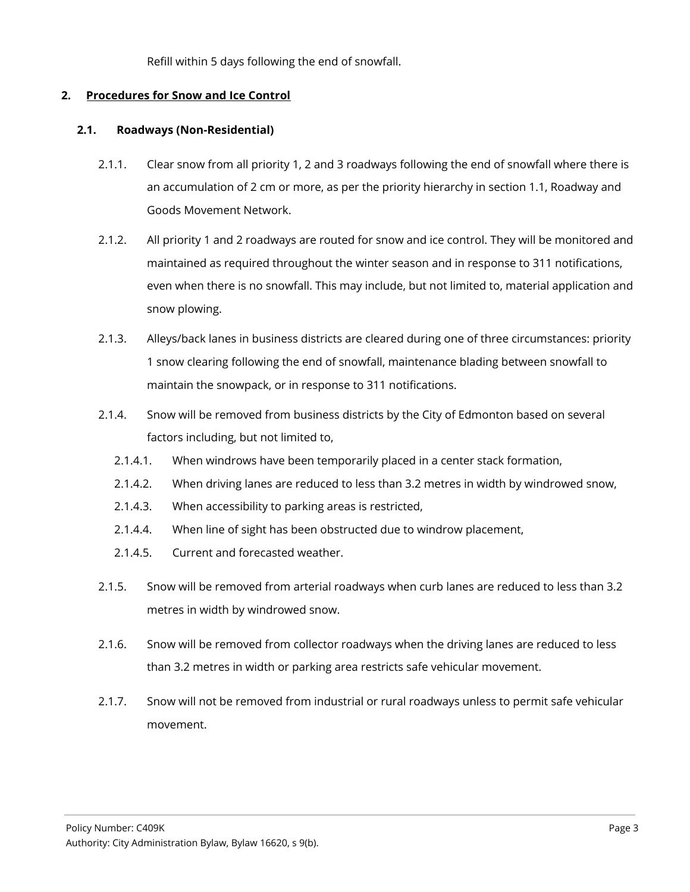Refill within 5 days following the end of snowfall.

## 2. Procedures for Snow and Ice Control

### 2.1. Roadways (Non-Residential)

2.1.1. Clear snow from all priority 1, 2 and 3 roadways following the end of snowfall where there is an accumulation of 2 cm or more, as per the priority hierarchy in section 1.1, Roadway and Goods Movement Network.

2.1.2. All priority 1 and 2 roadways are routed for snow and ice control. They will be monitored and maintained as required throughout the winter season and in response to 311 notifications, even when there is no snowfall. This may include, but not limited to, material application and snow plowing.

2.1.3. Alleys/back lanes in business districts are cleared during one of three circumstances: priority 1 snow clearing following the end of snowfall, maintenance blading between snowfall to maintain the snowpack, or in response to 311 notifications.

2.1.4. Snow will be removed from business districts by the City of Edmonton based on several factors including, but not limited to,

- 2.1.4.1. When windrows have been temporarily placed in a center stack formation,
- 2.1.4.2. When driving lanes are reduced to less than 3.2 metres in width by windrowed snow,
- 2.1.4.3. When accessibility to parking areas is restricted,
- 2.1.4.4. When line of sight has been obstructed due to windrow placement,
- 2.1.4.5. Current and forecasted weather.

2.1.5. Snow will be removed from arterial roadways when curb lanes are reduced to less than 3.2 metres in width by windrowed snow.

2.1.6. Snow will be removed from collector roadways when the driving lanes are reduced to less than 3.2 metres in width or parking area restricts safe vehicular movement.

2.1.7. Snow will not be removed from industrial or rural roadways unless to permit safe vehicular movement.

Policy Number: C409K

Authority: City Administration Bylaw, Bylaw 16620, s 9(b).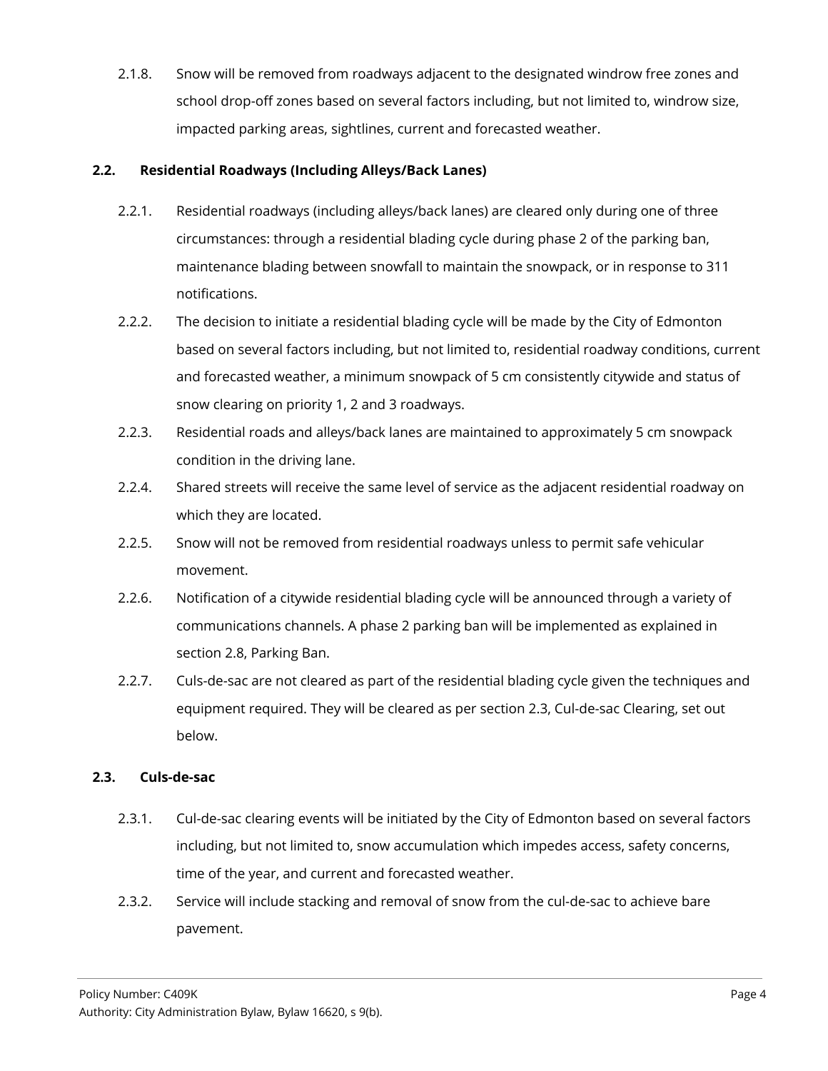2.1.8. Snow will be removed from roadways adjacent to the designated windrow free zones and school drop-off zones based on several factors including, but not limited to, windrow size, impacted parking areas, sightlines, current and forecasted weather.

### 2.2. Residential Roadways (Including Alleys/Back Lanes)

2.2.1. Residential roadways (including alleys/back lanes) are cleared only during one of three circumstances: through a residential blading cycle during phase 2 of the parking ban, maintenance blading between snowfall to maintain the snowpack, or in response to 311 notifications.

2.2.2. The decision to initiate a residential blading cycle will be made by the City of Edmonton based on several factors including, but not limited to, residential roadway conditions, current and forecasted weather, a minimum snowpack of 5 cm consistently citywide and status of snow clearing on priority 1, 2 and 3 roadways.

2.2.3. Residential roads and alleys/back lanes are maintained to approximately 5 cm snowpack condition in the driving lane.

2.2.4. Shared streets will receive the same level of service as the adjacent residential roadway on which they are located.

2.2.5. Snow will not be removed from residential roadways unless to permit safe vehicular movement.

2.2.6. Notification of a citywide residential blading cycle will be announced through a variety of communications channels. A phase 2 parking ban will be implemented as explained in section 2.8, Parking Ban.

2.2.7. Culs-de-sac are not cleared as part of the residential blading cycle given the techniques and equipment required. They will be cleared as per section 2.3, Cul-de-sac Clearing, set out below.

### 2.3. Culs-de-sac

2.3.1. Cul-de-sac clearing events will be initiated by the City of Edmonton based on several factors including, but not limited to, snow accumulation which impedes access, safety concerns, time of the year, and current and forecasted weather.

2.3.2. Service will include stacking and removal of snow from the cul-de-sac to achieve bare pavement.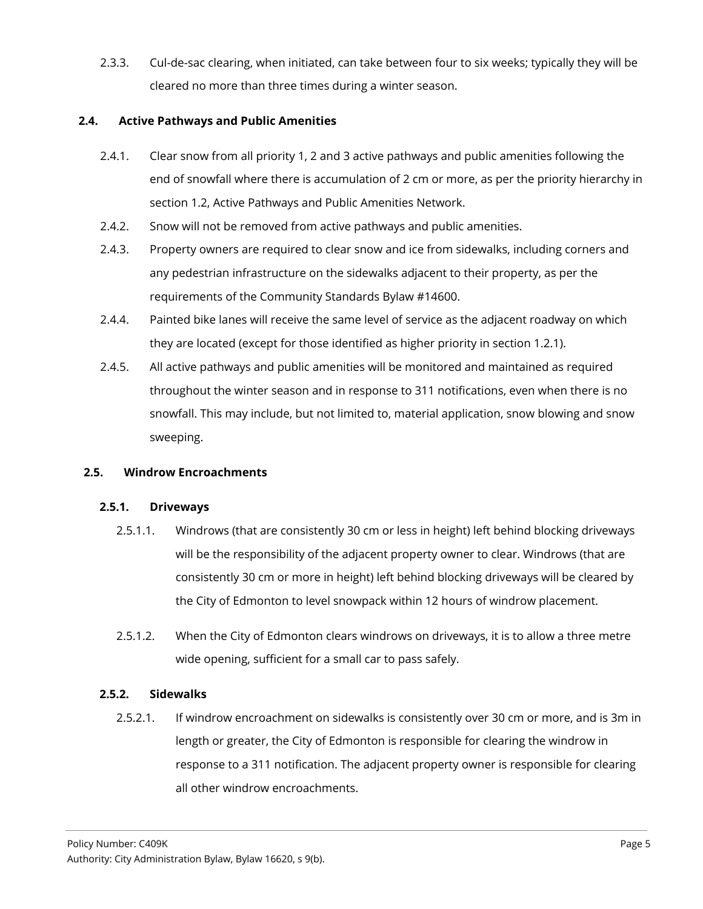2.3.3. Cul-de-sac clearing, when initiated, can take between four to six weeks; typically they will be cleared no more than three times during a winter season.

### 2.4. Active Pathways and Public Amenities

2.4.1. Clear snow from all priority 1, 2 and 3 active pathways and public amenities following the end of snowfall where there is accumulation of 2 cm or more, as per the priority hierarchy in section 1.2, Active Pathways and Public Amenities Network.

2.4.2. Snow will not be removed from active pathways and public amenities.

2.4.3. Property owners are required to clear snow and ice from sidewalks, including corners and any pedestrian infrastructure on the sidewalks adjacent to their property, as per the requirements of the Community Standards Bylaw #14600.

2.4.4. Painted bike lanes will receive the same level of service as the adjacent roadway on which they are located (except for those identified as higher priority in section 1.2.1).

2.4.5. All active pathways and public amenities will be monitored and maintained as required throughout the winter season and in response to 311 notifications, even when there is no snowfall. This may include, but not limited to, material application, snow blowing and snow sweeping.

### 2.5. Windrow Encroachments

#### 2.5.1. Driveways

2.5.1.1. Windrows (that are consistently 30 cm or less in height) left behind blocking driveways will be the responsibility of the adjacent property owner to clear. Windrows (that are consistently 30 cm or more in height) left behind blocking driveways will be cleared by the City of Edmonton to level snowpack within 12 hours of windrow placement.

2.5.1.2. When the City of Edmonton clears windrows on driveways, it is to allow a three metre wide opening, sufficient for a small car to pass safely.

#### 2.5.2. Sidewalks

2.5.2.1. If windrow encroachment on sidewalks is consistently over 30 cm or more, and is 3m in length or greater, the City of Edmonton is responsible for clearing the windrow in response to a 311 notification. The adjacent property owner is responsible for clearing all other windrow encroachments.

Policy Number: C409K

Authority: City Administration Bylaw, Bylaw 16620, s 9(b).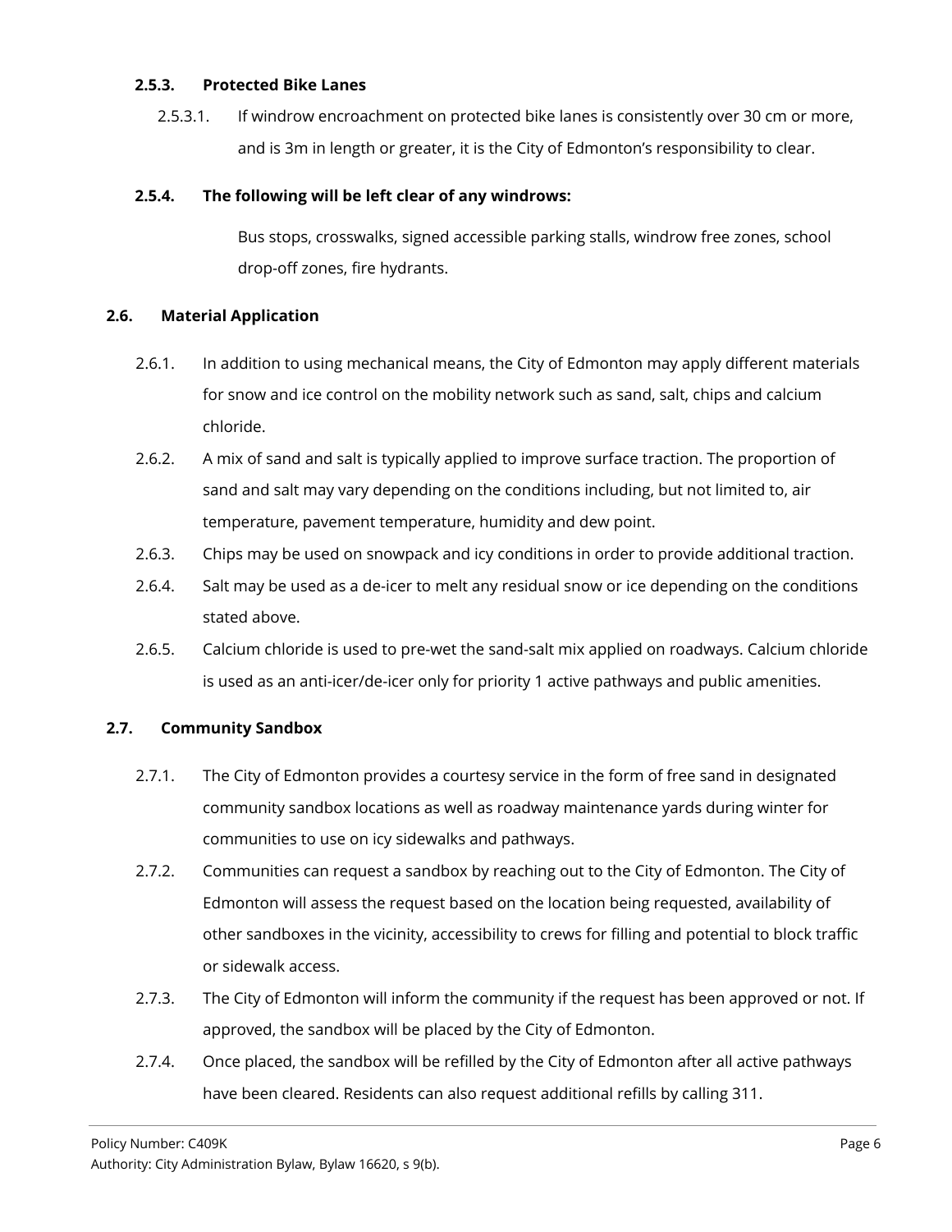#### 2.5.3. Protected Bike Lanes

2.5.3.1. If windrow encroachment on protected bike lanes is consistently over 30 cm or more, and is 3m in length or greater, it is the City of Edmonton's responsibility to clear.

#### 2.5.4. The following will be left clear of any windrows:

Bus stops, crosswalks, signed accessible parking stalls, windrow free zones, school drop-off zones, fire hydrants.

### 2.6. Material Application

2.6.1. In addition to using mechanical means, the City of Edmonton may apply different materials for snow and ice control on the mobility network such as sand, salt, chips and calcium chloride.

2.6.2. A mix of sand and salt is typically applied to improve surface traction. The proportion of sand and salt may vary depending on the conditions including, but not limited to, air temperature, pavement temperature, humidity and dew point.

2.6.3. Chips may be used on snowpack and icy conditions in order to provide additional traction.

2.6.4. Salt may be used as a de-icer to melt any residual snow or ice depending on the conditions stated above.

2.6.5. Calcium chloride is used to pre-wet the sand-salt mix applied on roadways. Calcium chloride is used as an anti-icer/de-icer only for priority 1 active pathways and public amenities.

### 2.7. Community Sandbox

2.7.1. The City of Edmonton provides a courtesy service in the form of free sand in designated community sandbox locations as well as roadway maintenance yards during winter for communities to use on icy sidewalks and pathways.

2.7.2. Communities can request a sandbox by reaching out to the City of Edmonton. The City of Edmonton will assess the request based on the location being requested, availability of other sandboxes in the vicinity, accessibility to crews for filling and potential to block traffic or sidewalk access.

2.7.3. The City of Edmonton will inform the community if the request has been approved or not. If approved, the sandbox will be placed by the City of Edmonton.

2.7.4. Once placed, the sandbox will be refilled by the City of Edmonton after all active pathways have been cleared. Residents can also request additional refills by calling 311.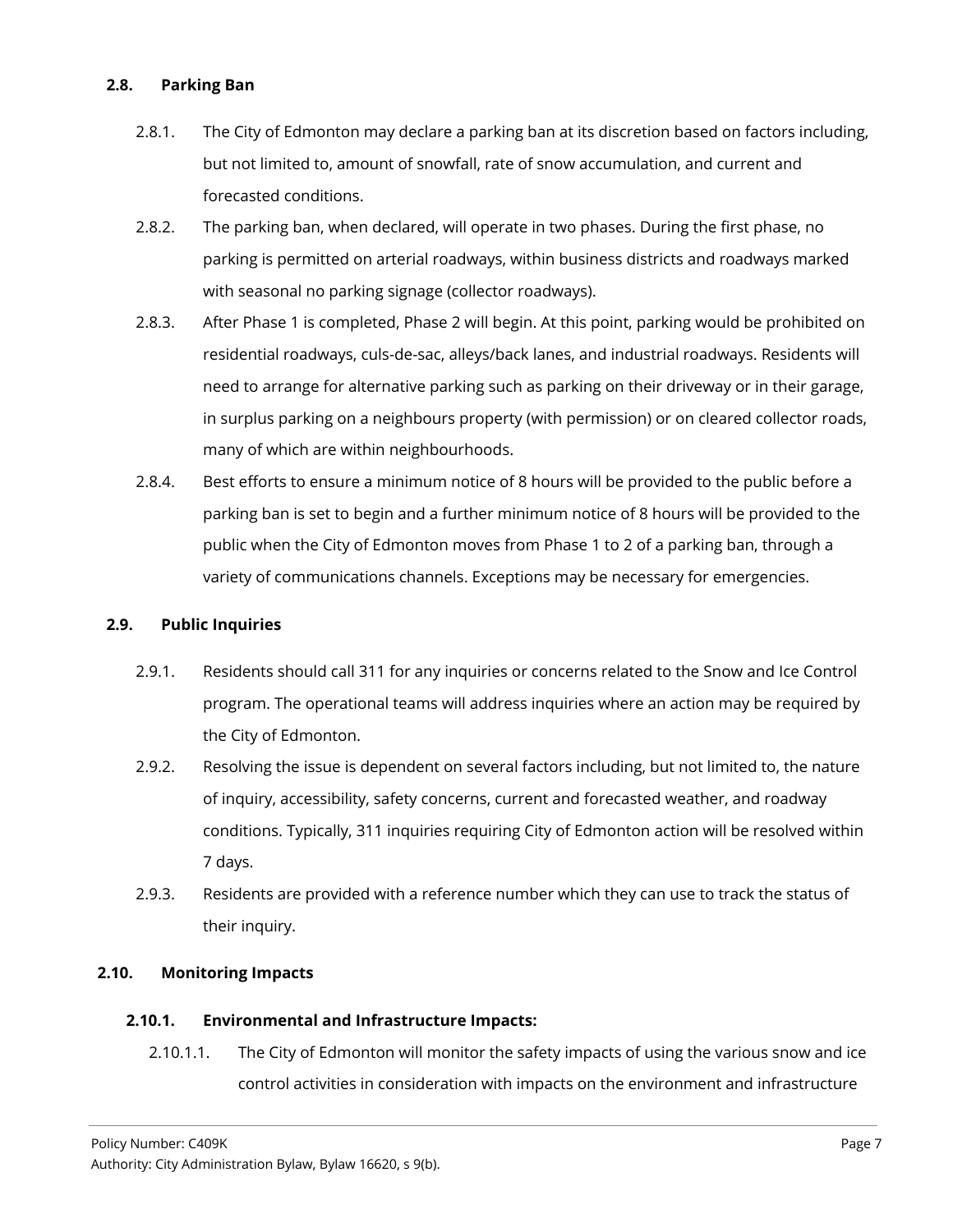### 2.8. Parking Ban

2.8.1. The City of Edmonton may declare a parking ban at its discretion based on factors including, but not limited to, amount of snowfall, rate of snow accumulation, and current and forecasted conditions.

2.8.2. The parking ban, when declared, will operate in two phases. During the first phase, no parking is permitted on arterial roadways, within business districts and roadways marked with seasonal no parking signage (collector roadways).

2.8.3. After Phase 1 is completed, Phase 2 will begin. At this point, parking would be prohibited on residential roadways, culs-de-sac, alleys/back lanes, and industrial roadways. Residents will need to arrange for alternative parking such as parking on their driveway or in their garage, in surplus parking on a neighbours property (with permission) or on cleared collector roads, many of which are within neighbourhoods.

2.8.4. Best efforts to ensure a minimum notice of 8 hours will be provided to the public before a parking ban is set to begin and a further minimum notice of 8 hours will be provided to the public when the City of Edmonton moves from Phase 1 to 2 of a parking ban, through a variety of communications channels. Exceptions may be necessary for emergencies.

### 2.9. Public Inquiries

2.9.1. Residents should call 311 for any inquiries or concerns related to the Snow and Ice Control program. The operational teams will address inquiries where an action may be required by the City of Edmonton.

2.9.2. Resolving the issue is dependent on several factors including, but not limited to, the nature of inquiry, accessibility, safety concerns, current and forecasted weather, and roadway conditions. Typically, 311 inquiries requiring City of Edmonton action will be resolved within 7 days.

2.9.3. Residents are provided with a reference number which they can use to track the status of their inquiry.

### 2.10. Monitoring Impacts

#### 2.10.1. Environmental and Infrastructure Impacts:

2.10.1.1. The City of Edmonton will monitor the safety impacts of using the various snow and ice control activities in consideration with impacts on the environment and infrastructure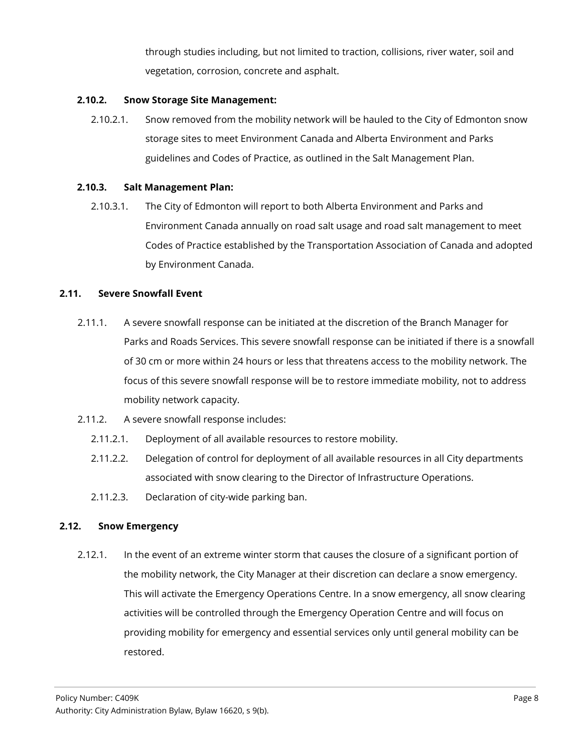through studies including, but not limited to traction, collisions, river water, soil and vegetation, corrosion, concrete and asphalt.

### 2.10.2. Snow Storage Site Management:

2.10.2.1. Snow removed from the mobility network will be hauled to the City of Edmonton snow storage sites to meet Environment Canada and Alberta Environment and Parks guidelines and Codes of Practice, as outlined in the Salt Management Plan.

### 2.10.3. Salt Management Plan:

2.10.3.1. The City of Edmonton will report to both Alberta Environment and Parks and Environment Canada annually on road salt usage and road salt management to meet Codes of Practice established by the Transportation Association of Canada and adopted by Environment Canada.

## 2.11. Severe Snowfall Event

2.11.1. A severe snowfall response can be initiated at the discretion of the Branch Manager for Parks and Roads Services. This severe snowfall response can be initiated if there is a snowfall of 30 cm or more within 24 hours or less that threatens access to the mobility network. The focus of this severe snowfall response will be to restore immediate mobility, not to address mobility network capacity.

2.11.2. A severe snowfall response includes:

2.11.2.1. Deployment of all available resources to restore mobility.

2.11.2.2. Delegation of control for deployment of all available resources in all City departments associated with snow clearing to the Director of Infrastructure Operations.

2.11.2.3. Declaration of city-wide parking ban.

## 2.12. Snow Emergency

2.12.1. In the event of an extreme winter storm that causes the closure of a significant portion of the mobility network, the City Manager at their discretion can declare a snow emergency. This will activate the Emergency Operations Centre. In a snow emergency, all snow clearing activities will be controlled through the Emergency Operation Centre and will focus on providing mobility for emergency and essential services only until general mobility can be restored.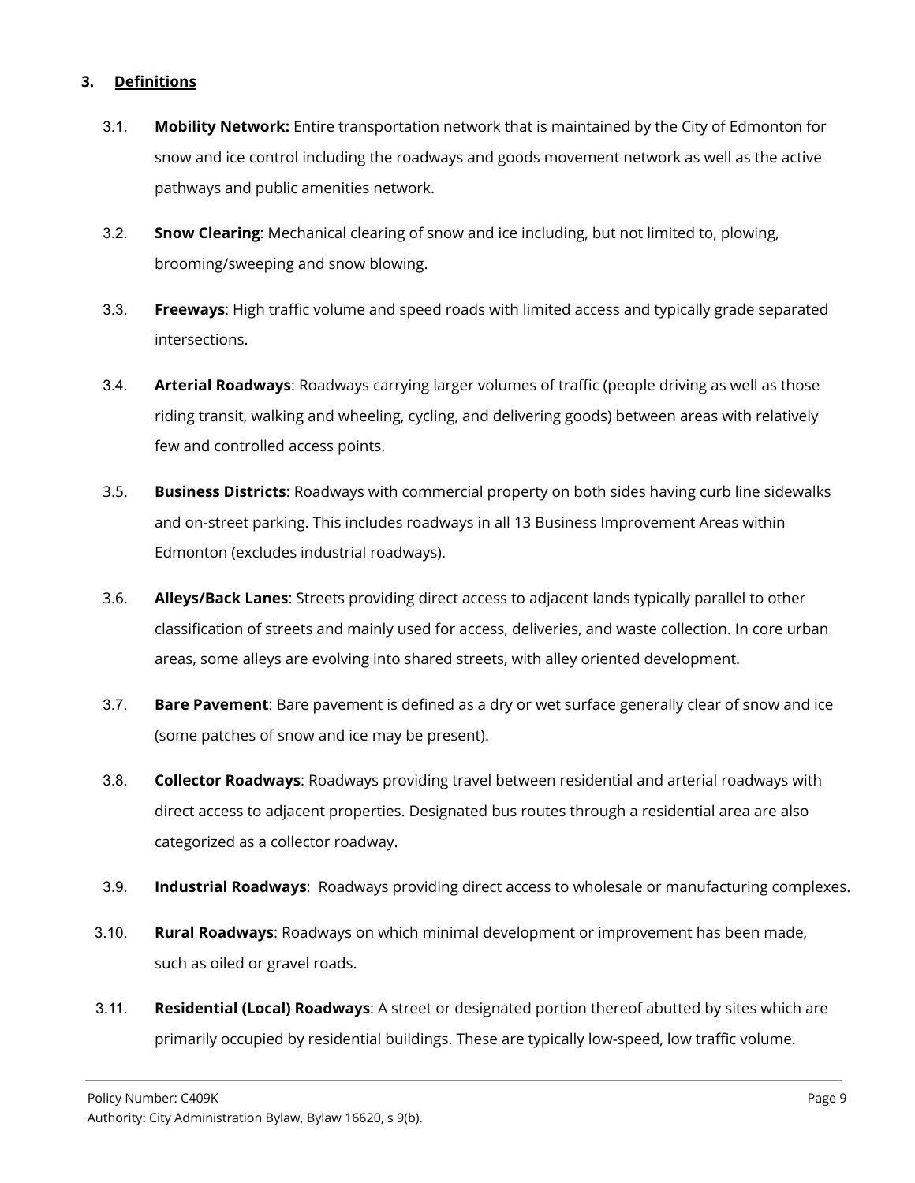## 3. Definitions

3.1. **Mobility Network:** Entire transportation network that is maintained by the City of Edmonton for snow and ice control including the roadways and goods movement network as well as the active pathways and public amenities network.

3.2. **Snow Clearing**: Mechanical clearing of snow and ice including, but not limited to, plowing, brooming/sweeping and snow blowing.

3.3. **Freeways**: High traffic volume and speed roads with limited access and typically grade separated intersections.

3.4. **Arterial Roadways**: Roadways carrying larger volumes of traffic (people driving as well as those riding transit, walking and wheeling, cycling, and delivering goods) between areas with relatively few and controlled access points.

3.5. **Business Districts**: Roadways with commercial property on both sides having curb line sidewalks and on-street parking. This includes roadways in all 13 Business Improvement Areas within Edmonton (excludes industrial roadways).

3.6. **Alleys/Back Lanes**: Streets providing direct access to adjacent lands typically parallel to other classification of streets and mainly used for access, deliveries, and waste collection. In core urban areas, some alleys are evolving into shared streets, with alley oriented development.

3.7. **Bare Pavement**: Bare pavement is defined as a dry or wet surface generally clear of snow and ice (some patches of snow and ice may be present).

3.8. **Collector Roadways**: Roadways providing travel between residential and arterial roadways with direct access to adjacent properties. Designated bus routes through a residential area are also categorized as a collector roadway.

3.9. **Industrial Roadways**: Roadways providing direct access to wholesale or manufacturing complexes.

3.10. **Rural Roadways**: Roadways on which minimal development or improvement has been made, such as oiled or gravel roads.

3.11. **Residential (Local) Roadways**: A street or designated portion thereof abutted by sites which are primarily occupied by residential buildings. These are typically low-speed, low traffic volume.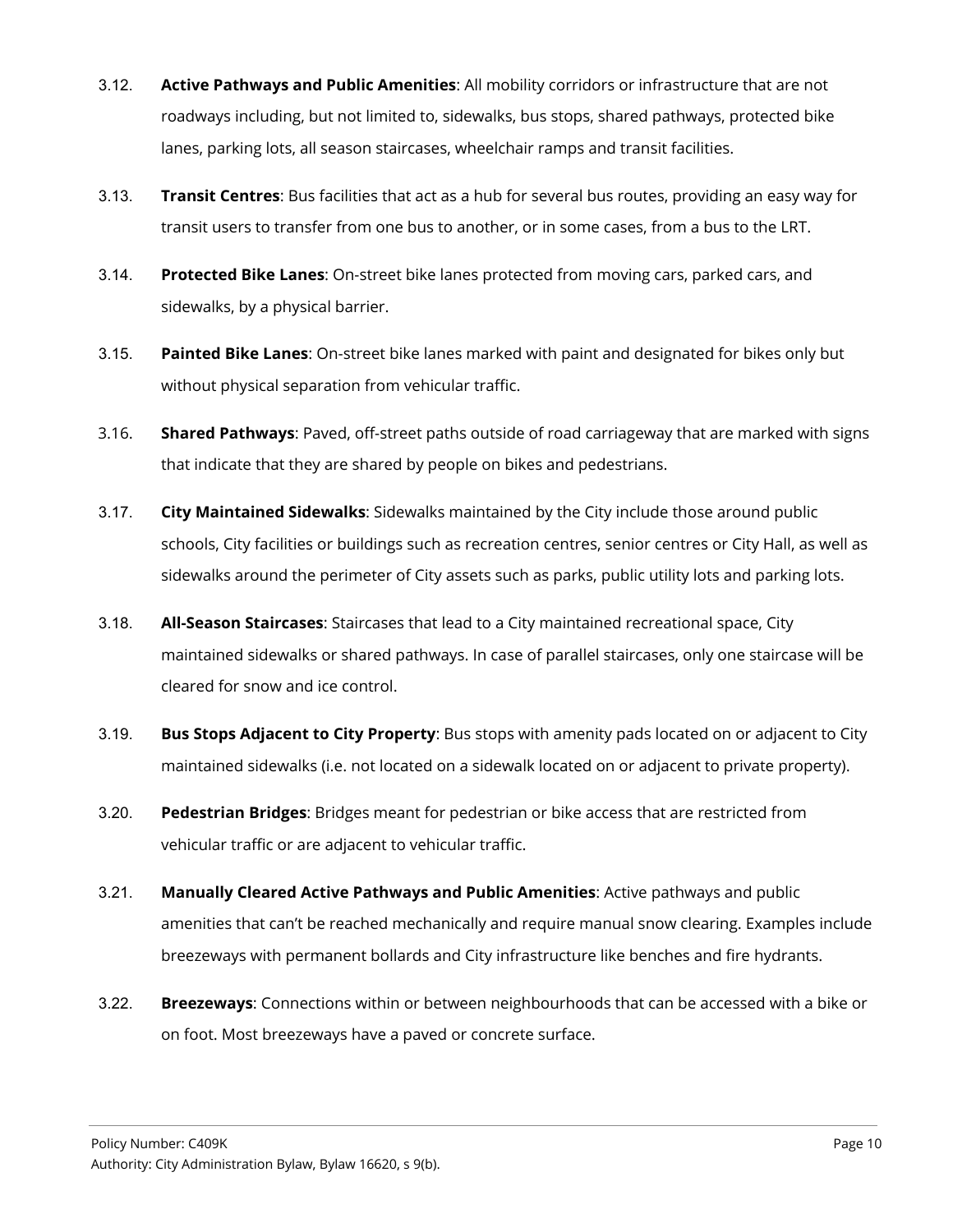3.12. **Active Pathways and Public Amenities**: All mobility corridors or infrastructure that are not roadways including, but not limited to, sidewalks, bus stops, shared pathways, protected bike lanes, parking lots, all season staircases, wheelchair ramps and transit facilities.

3.13. **Transit Centres**: Bus facilities that act as a hub for several bus routes, providing an easy way for transit users to transfer from one bus to another, or in some cases, from a bus to the LRT.

3.14. **Protected Bike Lanes**: On-street bike lanes protected from moving cars, parked cars, and sidewalks, by a physical barrier.

3.15. **Painted Bike Lanes**: On-street bike lanes marked with paint and designated for bikes only but without physical separation from vehicular traffic.

3.16. **Shared Pathways**: Paved, off-street paths outside of road carriageway that are marked with signs that indicate that they are shared by people on bikes and pedestrians.

3.17. **City Maintained Sidewalks**: Sidewalks maintained by the City include those around public schools, City facilities or buildings such as recreation centres, senior centres or City Hall, as well as sidewalks around the perimeter of City assets such as parks, public utility lots and parking lots.

3.18. **All-Season Staircases**: Staircases that lead to a City maintained recreational space, City maintained sidewalks or shared pathways. In case of parallel staircases, only one staircase will be cleared for snow and ice control.

3.19. **Bus Stops Adjacent to City Property**: Bus stops with amenity pads located on or adjacent to City maintained sidewalks (i.e. not located on a sidewalk located on or adjacent to private property).

3.20. **Pedestrian Bridges**: Bridges meant for pedestrian or bike access that are restricted from vehicular traffic or are adjacent to vehicular traffic.

3.21. **Manually Cleared Active Pathways and Public Amenities**: Active pathways and public amenities that can't be reached mechanically and require manual snow clearing. Examples include breezeways with permanent bollards and City infrastructure like benches and fire hydrants.

3.22. **Breezeways**: Connections within or between neighbourhoods that can be accessed with a bike or on foot. Most breezeways have a paved or concrete surface.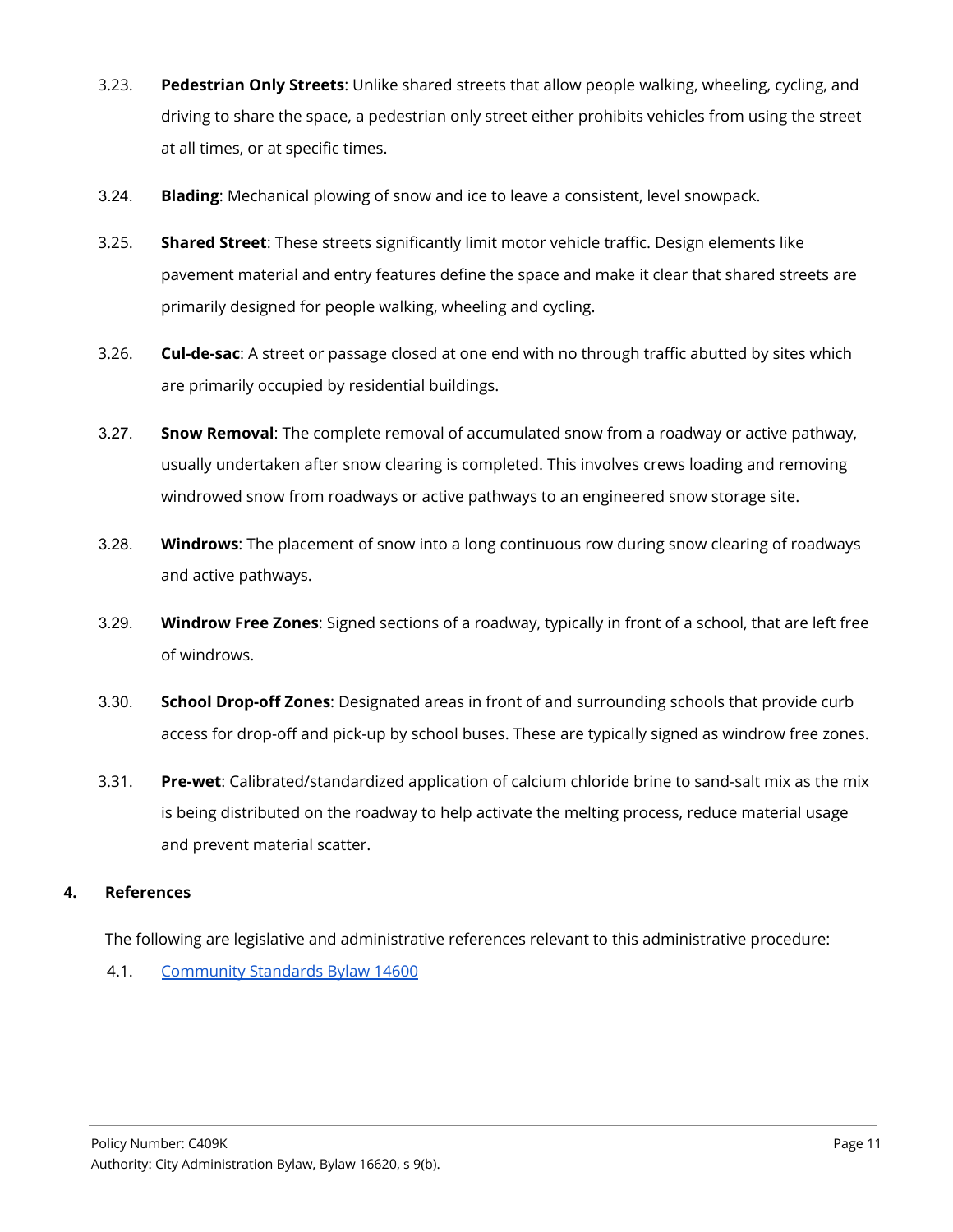3.23. **Pedestrian Only Streets**: Unlike shared streets that allow people walking, wheeling, cycling, and driving to share the space, a pedestrian only street either prohibits vehicles from using the street at all times, or at specific times.

3.24. **Blading**: Mechanical plowing of snow and ice to leave a consistent, level snowpack.

3.25. **Shared Street**: These streets significantly limit motor vehicle traffic. Design elements like pavement material and entry features define the space and make it clear that shared streets are primarily designed for people walking, wheeling and cycling.

3.26. **Cul-de-sac**: A street or passage closed at one end with no through traffic abutted by sites which are primarily occupied by residential buildings.

3.27. **Snow Removal**: The complete removal of accumulated snow from a roadway or active pathway, usually undertaken after snow clearing is completed. This involves crews loading and removing windrowed snow from roadways or active pathways to an engineered snow storage site.

3.28. **Windrows**: The placement of snow into a long continuous row during snow clearing of roadways and active pathways.

3.29. **Windrow Free Zones**: Signed sections of a roadway, typically in front of a school, that are left free of windrows.

3.30. **School Drop-off Zones**: Designated areas in front of and surrounding schools that provide curb access for drop-off and pick-up by school buses. These are typically signed as windrow free zones.

3.31. **Pre-wet**: Calibrated/standardized application of calcium chloride brine to sand-salt mix as the mix is being distributed on the roadway to help activate the melting process, reduce material usage and prevent material scatter.

## 4. References

The following are legislative and administrative references relevant to this administrative procedure:

4.1. [Community Standards Bylaw 14600]

Policy Number: C409K
Authority: City Administration Bylaw, Bylaw 16620, s 9(b).